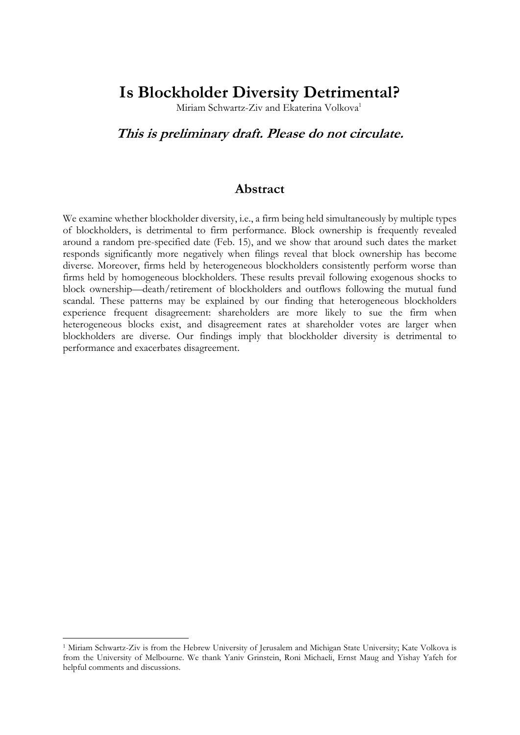# Is Blockholder Diversity Detrimental?

Miriam Schwartz-Ziv and Ekaterina Volkova[1]

## ***This is preliminary draft. Please do not circulate.***

## Abstract

We examine whether blockholder diversity, i.e., a firm being held simultaneously by multiple types of blockholders, is detrimental to firm performance. Block ownership is frequently revealed around a random pre-specified date (Feb. 15), and we show that around such dates the market responds significantly more negatively when filings reveal that block ownership has become diverse. Moreover, firms held by heterogeneous blockholders consistently perform worse than firms held by homogeneous blockholders. These results prevail following exogenous shocks to block ownership—death/retirement of blockholders and outflows following the mutual fund scandal. These patterns may be explained by our finding that heterogeneous blockholders experience frequent disagreement: shareholders are more likely to sue the firm when heterogeneous blocks exist, and disagreement rates at shareholder votes are larger when blockholders are diverse. Our findings imply that blockholder diversity is detrimental to performance and exacerbates disagreement.

---

[1] Miriam Schwartz-Ziv is from the Hebrew University of Jerusalem and Michigan State University; Kate Volkova is from the University of Melbourne. We thank Yaniv Grinstein, Roni Michaeli, Ernst Maug and Yishay Yafeh for helpful comments and discussions.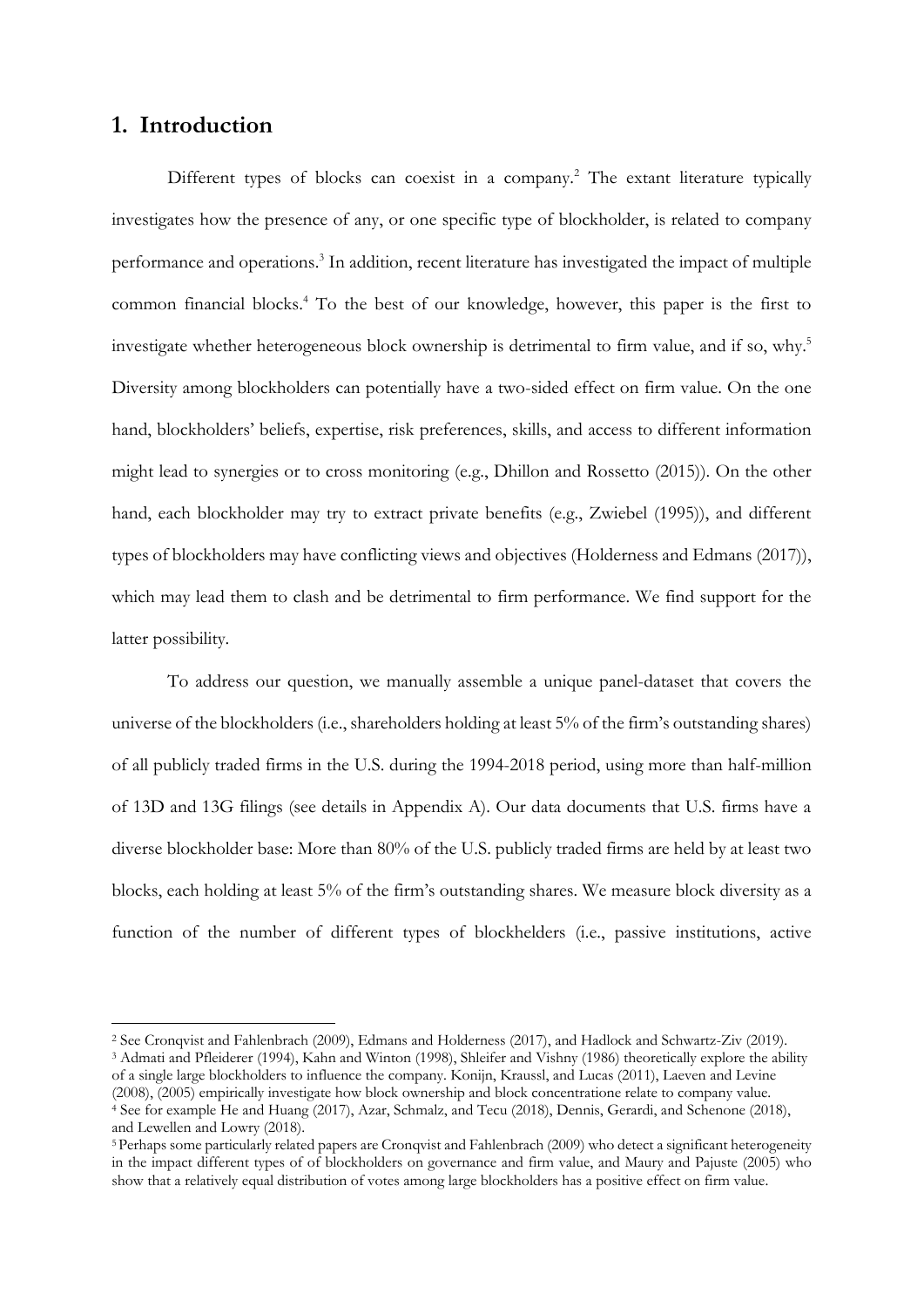# 1. Introduction

Different types of blocks can coexist in a company.[2] The extant literature typically investigates how the presence of any, or one specific type of blockholder, is related to company performance and operations.[3] In addition, recent literature has investigated the impact of multiple common financial blocks.[4] To the best of our knowledge, however, this paper is the first to investigate whether heterogeneous block ownership is detrimental to firm value, and if so, why.[5] Diversity among blockholders can potentially have a two-sided effect on firm value. On the one hand, blockholders' beliefs, expertise, risk preferences, skills, and access to different information might lead to synergies or to cross monitoring (e.g., Dhillon and Rossetto (2015)). On the other hand, each blockholder may try to extract private benefits (e.g., Zwiebel (1995)), and different types of blockholders may have conflicting views and objectives (Holderness and Edmans (2017)), which may lead them to clash and be detrimental to firm performance. We find support for the latter possibility.

To address our question, we manually assemble a unique panel-dataset that covers the universe of the blockholders (i.e., shareholders holding at least 5% of the firm's outstanding shares) of all publicly traded firms in the U.S. during the 1994-2018 period, using more than half-million of 13D and 13G filings (see details in Appendix A). Our data documents that U.S. firms have a diverse blockholder base: More than 80% of the U.S. publicly traded firms are held by at least two blocks, each holding at least 5% of the firm's outstanding shares. We measure block diversity as a function of the number of different types of blockhelders (i.e., passive institutions, active

---

[2] See Cronqvist and Fahlenbrach (2009), Edmans and Holderness (2017), and Hadlock and Schwartz-Ziv (2019).

[3] Admati and Pfleiderer (1994), Kahn and Winton (1998), Shleifer and Vishny (1986) theoretically explore the ability of a single large blockholders to influence the company. Konijn, Kraussl, and Lucas (2011), Laeven and Levine (2008), (2005) empirically investigate how block ownership and block concentratione relate to company value.

[4] See for example He and Huang (2017), Azar, Schmalz, and Tecu (2018), Dennis, Gerardi, and Schenone (2018), and Lewellen and Lowry (2018).

[5] Perhaps some particularly related papers are Cronqvist and Fahlenbrach (2009) who detect a significant heterogeneity in the impact different types of of blockholders on governance and firm value, and Maury and Pajuste (2005) who show that a relatively equal distribution of votes among large blockholders has a positive effect on firm value.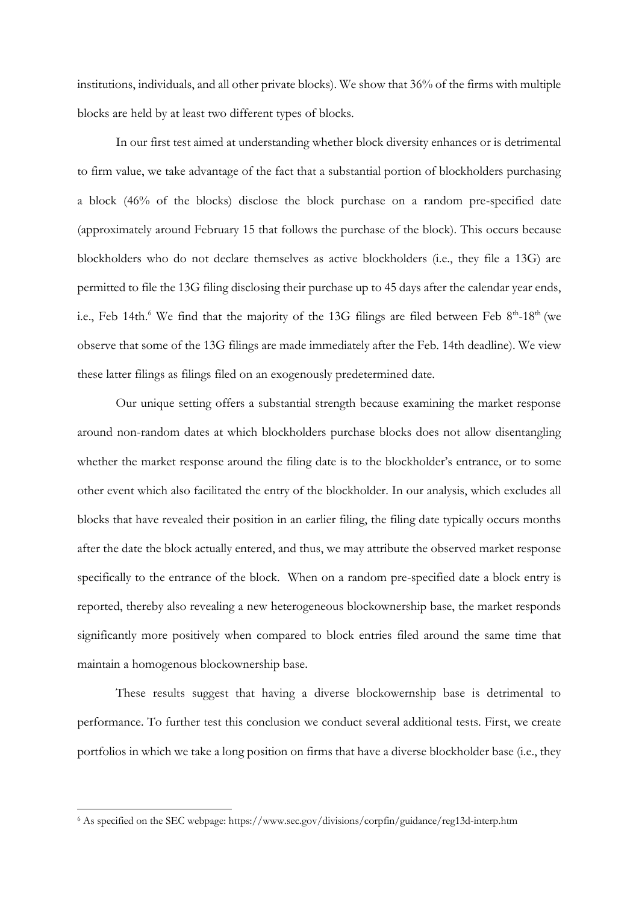institutions, individuals, and all other private blocks). We show that 36% of the firms with multiple blocks are held by at least two different types of blocks.

In our first test aimed at understanding whether block diversity enhances or is detrimental to firm value, we take advantage of the fact that a substantial portion of blockholders purchasing a block (46% of the blocks) disclose the block purchase on a random pre-specified date (approximately around February 15 that follows the purchase of the block). This occurs because blockholders who do not declare themselves as active blockholders (i.e., they file a 13G) are permitted to file the 13G filing disclosing their purchase up to 45 days after the calendar year ends, i.e., Feb 14th.[6] We find that the majority of the 13G filings are filed between Feb 8th-18th (we observe that some of the 13G filings are made immediately after the Feb. 14th deadline). We view these latter filings as filings filed on an exogenously predetermined date.

Our unique setting offers a substantial strength because examining the market response around non-random dates at which blockholders purchase blocks does not allow disentangling whether the market response around the filing date is to the blockholder's entrance, or to some other event which also facilitated the entry of the blockholder. In our analysis, which excludes all blocks that have revealed their position in an earlier filing, the filing date typically occurs months after the date the block actually entered, and thus, we may attribute the observed market response specifically to the entrance of the block. When on a random pre-specified date a block entry is reported, thereby also revealing a new heterogeneous blockownership base, the market responds significantly more positively when compared to block entries filed around the same time that maintain a homogenous blockownership base.

These results suggest that having a diverse blockowernship base is detrimental to performance. To further test this conclusion we conduct several additional tests. First, we create portfolios in which we take a long position on firms that have a diverse blockholder base (i.e., they

[6] As specified on the SEC webpage: https://www.sec.gov/divisions/corpfin/guidance/reg13d-interp.htm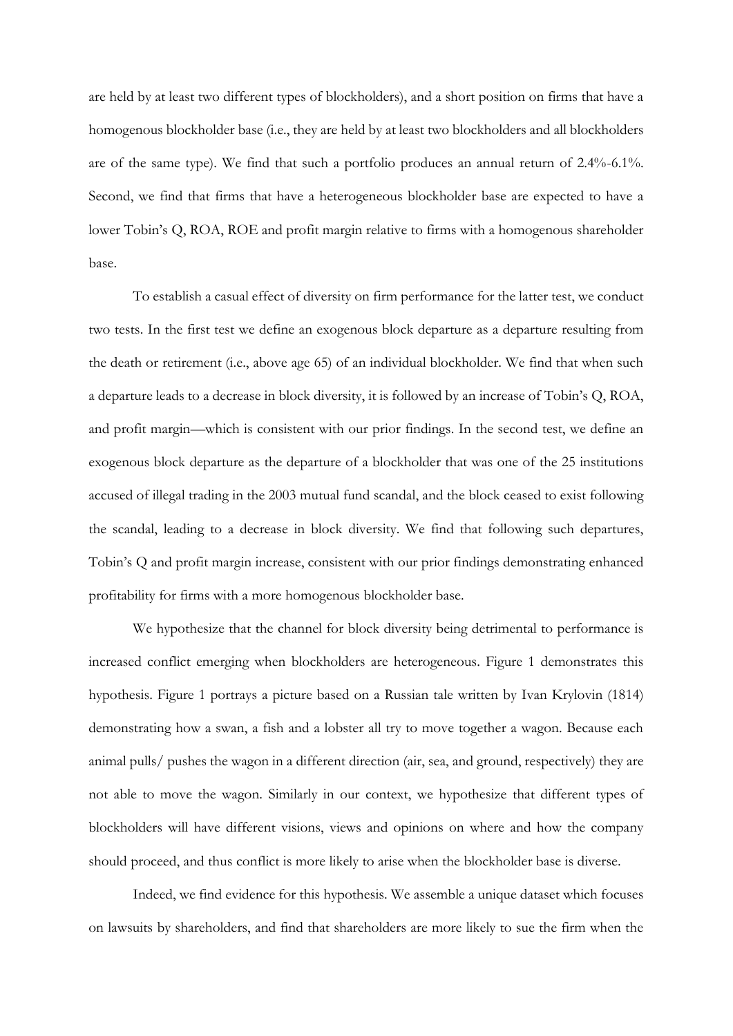are held by at least two different types of blockholders), and a short position on firms that have a homogenous blockholder base (i.e., they are held by at least two blockholders and all blockholders are of the same type). We find that such a portfolio produces an annual return of 2.4%-6.1%. Second, we find that firms that have a heterogeneous blockholder base are expected to have a lower Tobin's Q, ROA, ROE and profit margin relative to firms with a homogenous shareholder base.

To establish a casual effect of diversity on firm performance for the latter test, we conduct two tests. In the first test we define an exogenous block departure as a departure resulting from the death or retirement (i.e., above age 65) of an individual blockholder. We find that when such a departure leads to a decrease in block diversity, it is followed by an increase of Tobin's Q, ROA, and profit margin—which is consistent with our prior findings. In the second test, we define an exogenous block departure as the departure of a blockholder that was one of the 25 institutions accused of illegal trading in the 2003 mutual fund scandal, and the block ceased to exist following the scandal, leading to a decrease in block diversity. We find that following such departures, Tobin's Q and profit margin increase, consistent with our prior findings demonstrating enhanced profitability for firms with a more homogenous blockholder base.

We hypothesize that the channel for block diversity being detrimental to performance is increased conflict emerging when blockholders are heterogeneous. Figure 1 demonstrates this hypothesis. Figure 1 portrays a picture based on a Russian tale written by Ivan Krylovin (1814) demonstrating how a swan, a fish and a lobster all try to move together a wagon. Because each animal pulls/ pushes the wagon in a different direction (air, sea, and ground, respectively) they are not able to move the wagon. Similarly in our context, we hypothesize that different types of blockholders will have different visions, views and opinions on where and how the company should proceed, and thus conflict is more likely to arise when the blockholder base is diverse.

Indeed, we find evidence for this hypothesis. We assemble a unique dataset which focuses on lawsuits by shareholders, and find that shareholders are more likely to sue the firm when the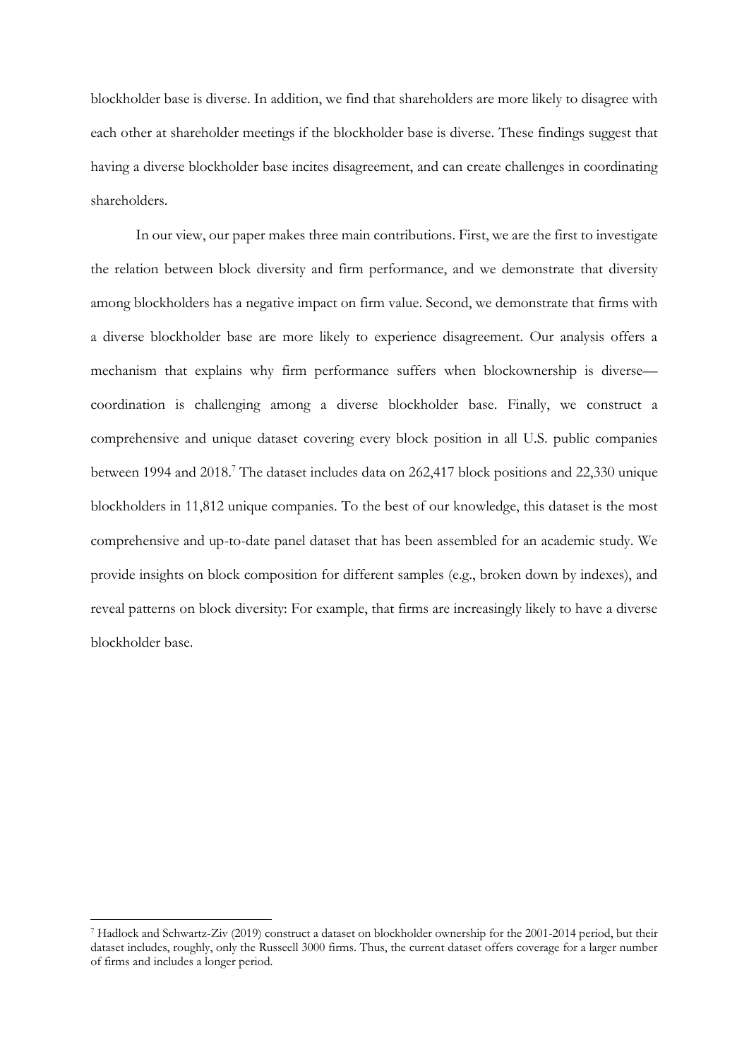blockholder base is diverse. In addition, we find that shareholders are more likely to disagree with each other at shareholder meetings if the blockholder base is diverse. These findings suggest that having a diverse blockholder base incites disagreement, and can create challenges in coordinating shareholders.

In our view, our paper makes three main contributions. First, we are the first to investigate the relation between block diversity and firm performance, and we demonstrate that diversity among blockholders has a negative impact on firm value. Second, we demonstrate that firms with a diverse blockholder base are more likely to experience disagreement. Our analysis offers a mechanism that explains why firm performance suffers when blockownership is diverse—coordination is challenging among a diverse blockholder base. Finally, we construct a comprehensive and unique dataset covering every block position in all U.S. public companies between 1994 and 2018.[7] The dataset includes data on 262,417 block positions and 22,330 unique blockholders in 11,812 unique companies. To the best of our knowledge, this dataset is the most comprehensive and up-to-date panel dataset that has been assembled for an academic study. We provide insights on block composition for different samples (e.g., broken down by indexes), and reveal patterns on block diversity: For example, that firms are increasingly likely to have a diverse blockholder base.

[7] Hadlock and Schwartz-Ziv (2019) construct a dataset on blockholder ownership for the 2001-2014 period, but their dataset includes, roughly, only the Russeell 3000 firms. Thus, the current dataset offers coverage for a larger number of firms and includes a longer period.